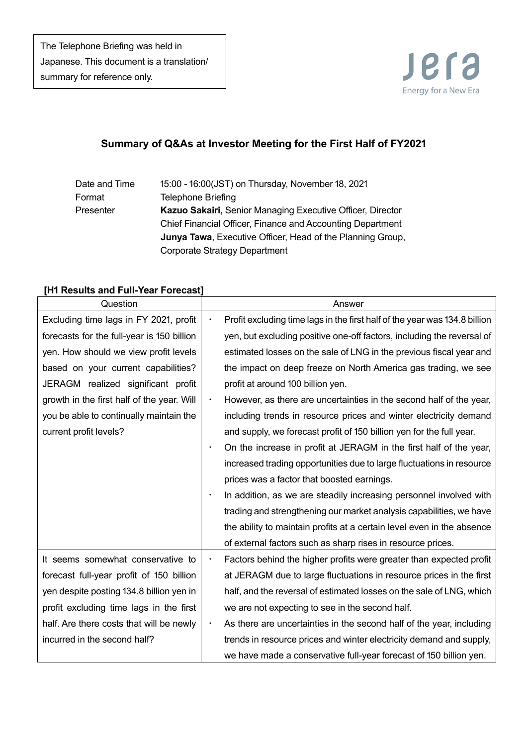The Telephone Briefing was held in Japanese. This document is a translation/ summary for reference only.

jera
Energy for a New Era

## Summary of Q&As at Investor Meeting for the First Half of FY2021

| | |
|---|---|
| Date and Time | 15:00 - 16:00(JST) on Thursday, November 18, 2021 |
| Format | Telephone Briefing |
| Presenter | **Kazuo Sakairi,** Senior Managing Executive Officer, Director Chief Financial Officer, Finance and Accounting Department<br>**Junya Tawa**, Executive Officer, Head of the Planning Group, Corporate Strategy Department |

### [H1 Results and Full-Year Forecast]

| Question | Answer |
|---|---|
| Excluding time lags in FY 2021, profit forecasts for the full-year is 150 billion yen. How should we view profit levels based on your current capabilities? JERAGM realized significant profit growth in the first half of the year. Will you be able to continually maintain the current profit levels? | ・ Profit excluding time lags in the first half of the year was 134.8 billion yen, but excluding positive one-off factors, including the reversal of estimated losses on the sale of LNG in the previous fiscal year and the impact on deep freeze on North America gas trading, we see profit at around 100 billion yen.<br>・ However, as there are uncertainties in the second half of the year, including trends in resource prices and winter electricity demand and supply, we forecast profit of 150 billion yen for the full year.<br>・ On the increase in profit at JERAGM in the first half of the year, increased trading opportunities due to large fluctuations in resource prices was a factor that boosted earnings.<br>・ In addition, as we are steadily increasing personnel involved with trading and strengthening our market analysis capabilities, we have the ability to maintain profits at a certain level even in the absence of external factors such as sharp rises in resource prices. |
| It seems somewhat conservative to forecast full-year profit of 150 billion yen despite posting 134.8 billion yen in profit excluding time lags in the first half. Are there costs that will be newly incurred in the second half? | ・ Factors behind the higher profits were greater than expected profit at JERAGM due to large fluctuations in resource prices in the first half, and the reversal of estimated losses on the sale of LNG, which we are not expecting to see in the second half.<br>・ As there are uncertainties in the second half of the year, including trends in resource prices and winter electricity demand and supply, we have made a conservative full-year forecast of 150 billion yen. |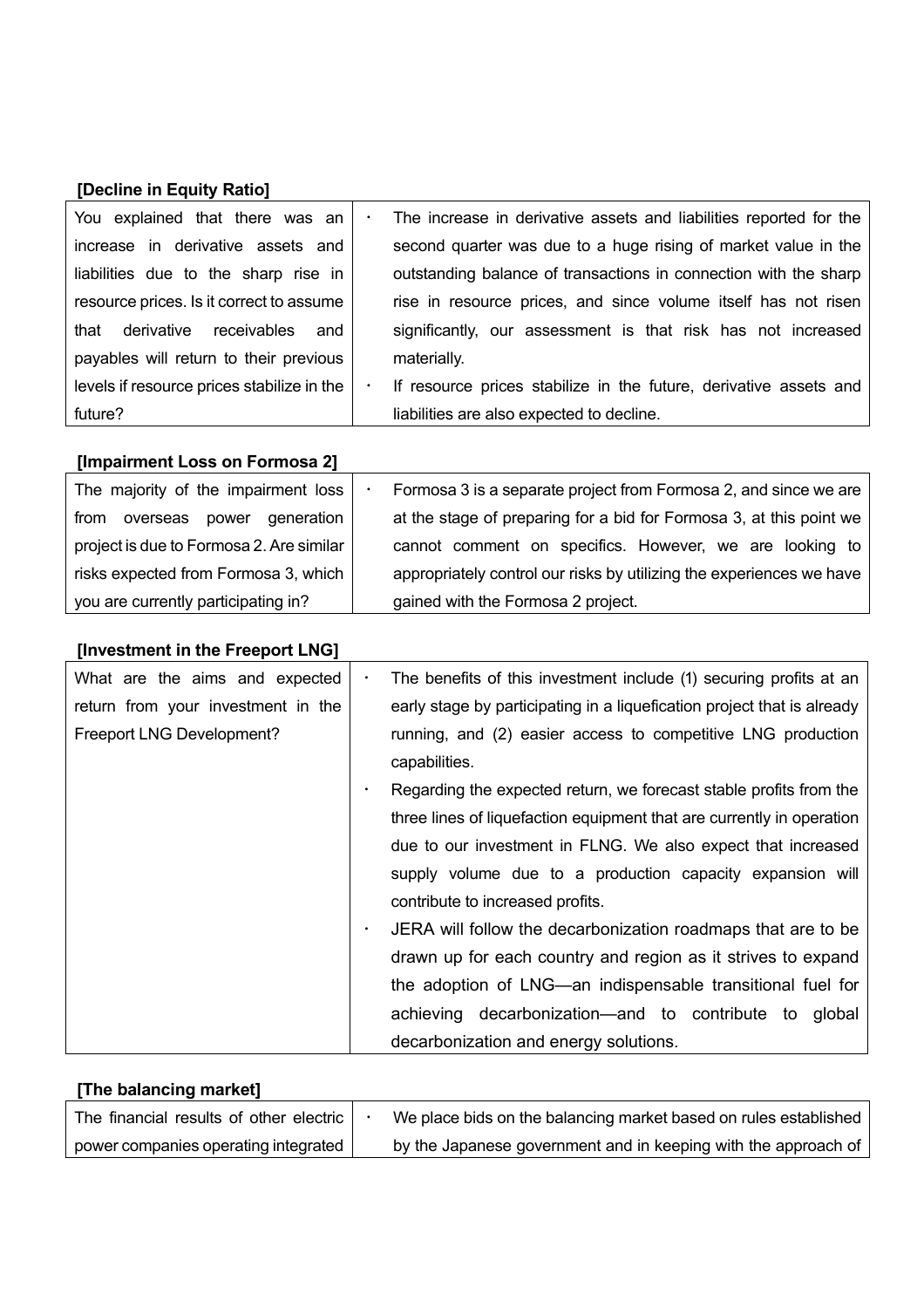**[Decline in Equity Ratio]**

| | |
|---|---|
| You explained that there was an increase in derivative assets and liabilities due to the sharp rise in resource prices. Is it correct to assume that derivative receivables and payables will return to their previous levels if resource prices stabilize in the future? | ・ The increase in derivative assets and liabilities reported for the second quarter was due to a huge rising of market value in the outstanding balance of transactions in connection with the sharp rise in resource prices, and since volume itself has not risen significantly, our assessment is that risk has not increased materially.<br>・ If resource prices stabilize in the future, derivative assets and liabilities are also expected to decline. |

**[Impairment Loss on Formosa 2]**

| | |
|---|---|
| The majority of the impairment loss from overseas power generation project is due to Formosa 2. Are similar risks expected from Formosa 3, which you are currently participating in? | ・ Formosa 3 is a separate project from Formosa 2, and since we are at the stage of preparing for a bid for Formosa 3, at this point we cannot comment on specifics. However, we are looking to appropriately control our risks by utilizing the experiences we have gained with the Formosa 2 project. |

**[Investment in the Freeport LNG]**

| | |
|---|---|
| What are the aims and expected return from your investment in the Freeport LNG Development? | ・ The benefits of this investment include (1) securing profits at an early stage by participating in a liquefication project that is already running, and (2) easier access to competitive LNG production capabilities.<br>・ Regarding the expected return, we forecast stable profits from the three lines of liquefaction equipment that are currently in operation due to our investment in FLNG. We also expect that increased supply volume due to a production capacity expansion will contribute to increased profits.<br>・ JERA will follow the decarbonization roadmaps that are to be drawn up for each country and region as it strives to expand the adoption of LNG—an indispensable transitional fuel for achieving decarbonization—and to contribute to global decarbonization and energy solutions. |

**[The balancing market]**

| | |
|---|---|
| The financial results of other electric power companies operating integrated | ・ We place bids on the balancing market based on rules established by the Japanese government and in keeping with the approach of |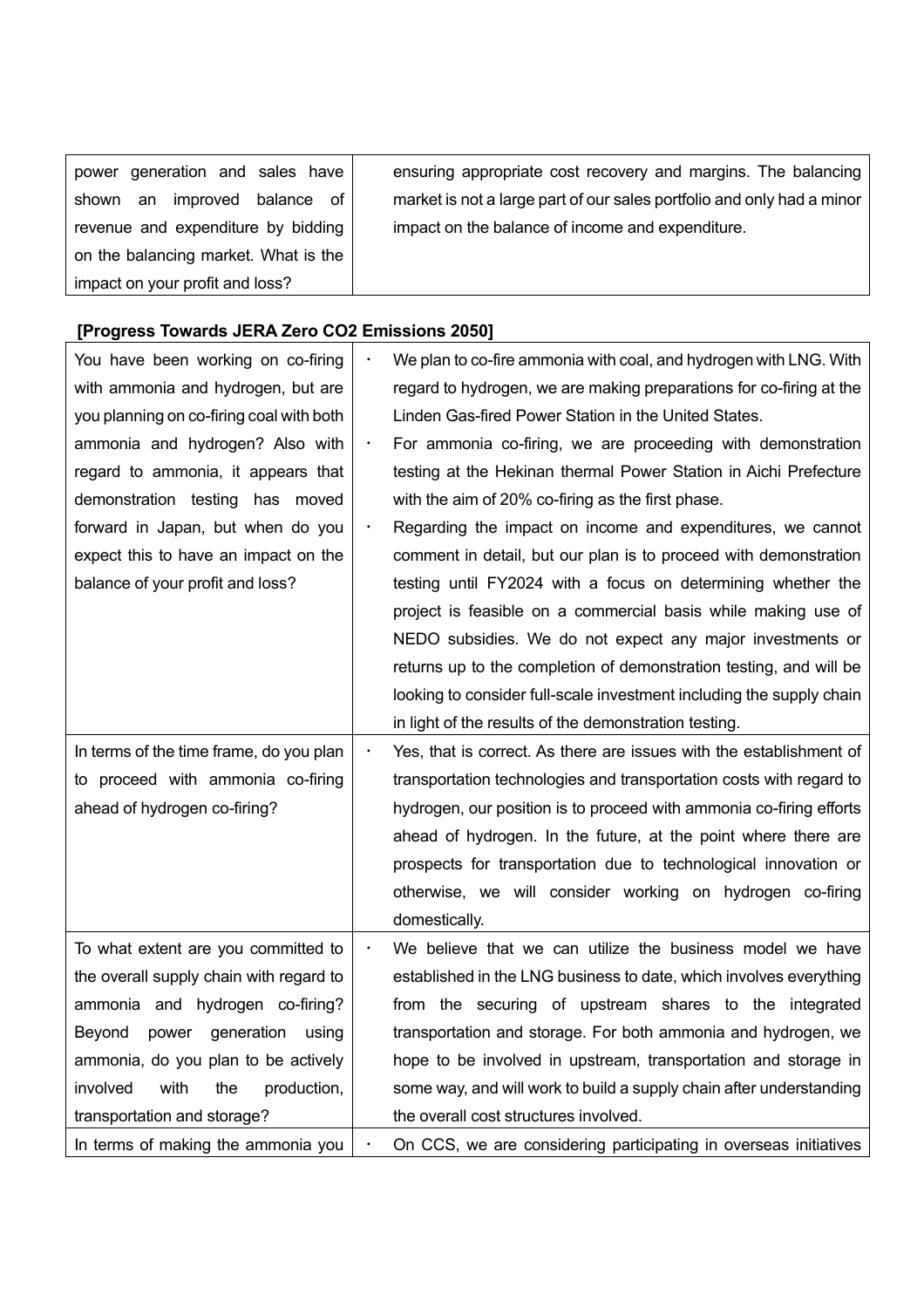| | |
|---|---|
| power generation and sales have shown an improved balance of revenue and expenditure by bidding on the balancing market. What is the impact on your profit and loss? | ensuring appropriate cost recovery and margins. The balancing market is not a large part of our sales portfolio and only had a minor impact on the balance of income and expenditure. |

**[Progress Towards JERA Zero CO2 Emissions 2050]**

| | |
|---|---|
| You have been working on co-firing with ammonia and hydrogen, but are you planning on co-firing coal with both ammonia and hydrogen? Also with regard to ammonia, it appears that demonstration testing has moved forward in Japan, but when do you expect this to have an impact on the balance of your profit and loss? | ・ We plan to co-fire ammonia with coal, and hydrogen with LNG. With regard to hydrogen, we are making preparations for co-firing at the Linden Gas-fired Power Station in the United States.<br>・ For ammonia co-firing, we are proceeding with demonstration testing at the Hekinan thermal Power Station in Aichi Prefecture with the aim of 20% co-firing as the first phase.<br>・ Regarding the impact on income and expenditures, we cannot comment in detail, but our plan is to proceed with demonstration testing until FY2024 with a focus on determining whether the project is feasible on a commercial basis while making use of NEDO subsidies. We do not expect any major investments or returns up to the completion of demonstration testing, and will be looking to consider full-scale investment including the supply chain in light of the results of the demonstration testing. |
| In terms of the time frame, do you plan to proceed with ammonia co-firing ahead of hydrogen co-firing? | ・ Yes, that is correct. As there are issues with the establishment of transportation technologies and transportation costs with regard to hydrogen, our position is to proceed with ammonia co-firing efforts ahead of hydrogen. In the future, at the point where there are prospects for transportation due to technological innovation or otherwise, we will consider working on hydrogen co-firing domestically. |
| To what extent are you committed to the overall supply chain with regard to ammonia and hydrogen co-firing? Beyond power generation using ammonia, do you plan to be actively involved with the production, transportation and storage? | ・ We believe that we can utilize the business model we have established in the LNG business to date, which involves everything from the securing of upstream shares to the integrated transportation and storage. For both ammonia and hydrogen, we hope to be involved in upstream, transportation and storage in some way, and will work to build a supply chain after understanding the overall cost structures involved. |
| In terms of making the ammonia you | ・ On CCS, we are considering participating in overseas initiatives |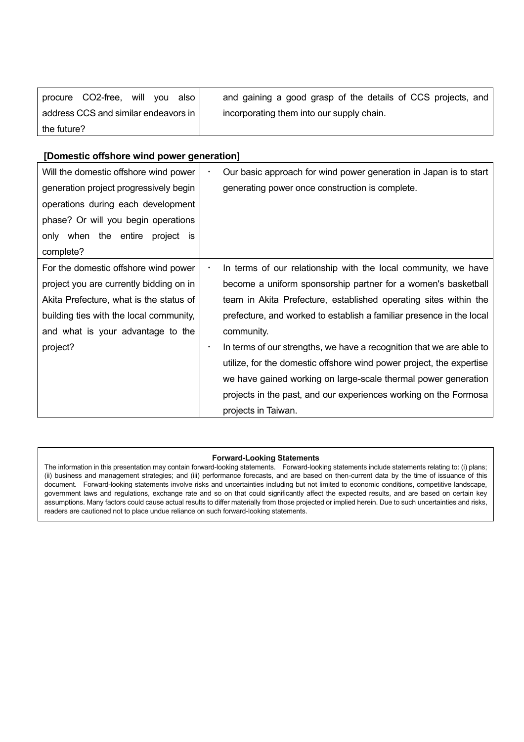| | |
|---|---|
| procure CO2-free, will you also address CCS and similar endeavors in the future? | and gaining a good grasp of the details of CCS projects, and incorporating them into our supply chain. |

**[Domestic offshore wind power generation]**

| | |
|---|---|
| Will the domestic offshore wind power generation project progressively begin operations during each development phase? Or will you begin operations only when the entire project is complete? | ・ Our basic approach for wind power generation in Japan is to start generating power once construction is complete. |
| For the domestic offshore wind power project you are currently bidding on in Akita Prefecture, what is the status of building ties with the local community, and what is your advantage to the project? | ・ In terms of our relationship with the local community, we have become a uniform sponsorship partner for a women's basketball team in Akita Prefecture, established operating sites within the prefecture, and worked to establish a familiar presence in the local community.<br>・ In terms of our strengths, we have a recognition that we are able to utilize, for the domestic offshore wind power project, the expertise we have gained working on large-scale thermal power generation projects in the past, and our experiences working on the Formosa projects in Taiwan. |

**Forward-Looking Statements**

The information in this presentation may contain forward-looking statements. Forward-looking statements include statements relating to: (i) plans; (ii) business and management strategies; and (iii) performance forecasts, and are based on then-current data by the time of issuance of this document. Forward-looking statements involve risks and uncertainties including but not limited to economic conditions, competitive landscape, government laws and regulations, exchange rate and so on that could significantly affect the expected results, and are based on certain key assumptions. Many factors could cause actual results to differ materially from those projected or implied herein. Due to such uncertainties and risks, readers are cautioned not to place undue reliance on such forward-looking statements.